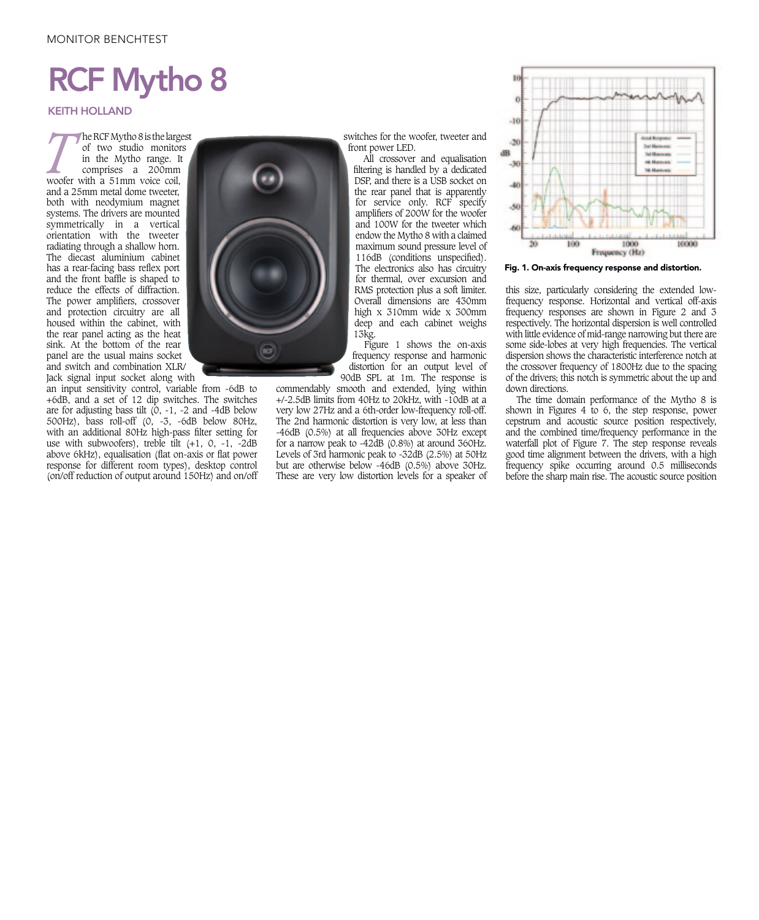# RCF Mytho 8

KEITH HOLLAND

The RCF Mytho 8 is the largest of two studio monitors in the Mytho range. It comprises a 200mm woofer with a 51mm voice coil, and a 25mm metal dome tweeter, both with neodymium magnet systems. The drivers are mounted symmetrically in a vertical orientation with the tweeter radiating through a shallow horn. The diecast aluminium cabinet has a rear-facing bass reflex port and the front baffle is shaped to reduce the effects of diffraction. The power amplifiers, crossover and protection circuitry are all housed within the cabinet, with the rear panel acting as the heat sink. At the bottom of the rear panel are the usual mains socket and switch and combination XLR/Jack signal input socket along with an input sensitivity control, variable from -6dB to +6dB, and a set of 12 dip switches. The switches are for adjusting bass tilt (0, -1, -2 and -4dB below 500Hz), bass roll-off (0, -3, -6dB below 80Hz, with an additional 80Hz high-pass filter setting for use with subwoofers), treble tilt (+1, 0, -1, -2dB above 6kHz), equalisation (flat on-axis or flat power response for different room types), desktop control (on/off reduction of output around 150Hz) and on/off switches for the woofer, tweeter and front power LED.

All crossover and equalisation filtering is handled by a dedicated DSP, and there is a USB socket on the rear panel that is apparently for service only. RCF specify amplifiers of 200W for the woofer and 100W for the tweeter which endow the Mytho 8 with a claimed maximum sound pressure level of 116dB (conditions unspecified). The electronics also has circuitry for thermal, over excursion and RMS protection plus a soft limiter. Overall dimensions are 430mm high x 310mm wide x 300mm deep and each cabinet weighs 13kg.

Figure 1 shows the on-axis frequency response and harmonic distortion for an output level of 90dB SPL at 1m. The response is commendably smooth and extended, lying within +/-2.5dB limits from 40Hz to 20kHz, with -10dB at a very low 27Hz and a 6th-order low-frequency roll-off. The 2nd harmonic distortion is very low, at less than -46dB (0.5%) at all frequencies above 30Hz except for a narrow peak to -42dB (0.8%) at around 360Hz. Levels of 3rd harmonic peak to -32dB (2.5%) at 50Hz but are otherwise below -46dB (0.5%) above 30Hz. These are very low distortion levels for a speaker of this size, particularly considering the extended low-frequency response. Horizontal and vertical off-axis frequency responses are shown in Figure 2 and 3 respectively. The horizontal dispersion is well controlled with little evidence of mid-range narrowing but there are some side-lobes at very high frequencies. The vertical dispersion shows the characteristic interference notch at the crossover frequency of 1800Hz due to the spacing of the drivers; this notch is symmetric about the up and down directions.

**Fig. 1. On-axis frequency response and distortion.**

The time domain performance of the Mytho 8 is shown in Figures 4 to 6, the step response, power cepstrum and acoustic source position respectively, and the combined time/frequency performance in the waterfall plot of Figure 7. The step response reveals good time alignment between the drivers, with a high frequency spike occurring around 0.5 milliseconds before the sharp main rise. The acoustic source position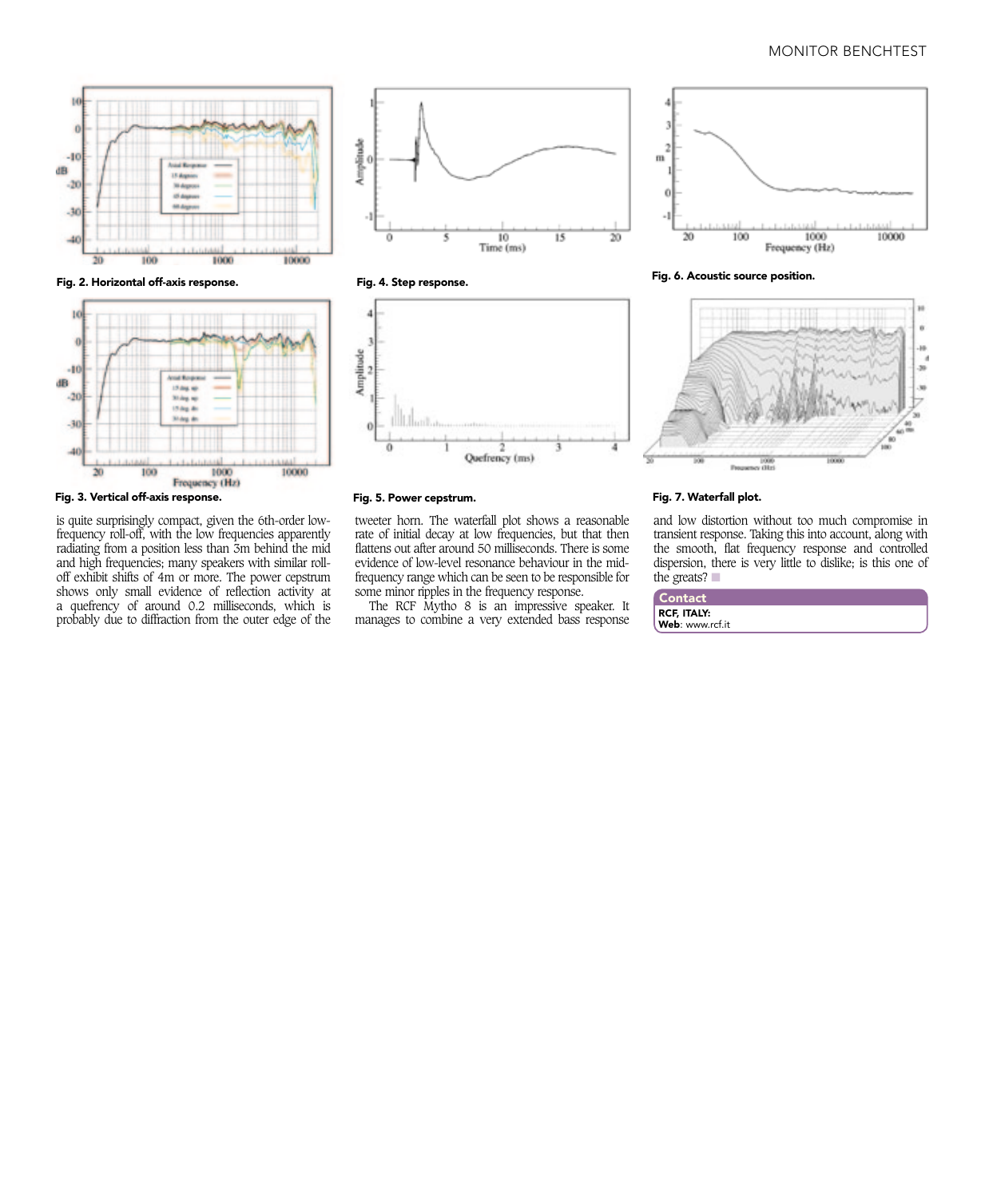10
0
-10
dB
-20
-30
-40
20 100 1000 10000

Axial Response
15 degrees
30 degrees
45 degrees
60 degrees

Fig. 2. Horizontal off-axis response.

10
0
-10
dB
-20
-30
-40
20 100 1000 10000
Frequency (Hz)

Axial Response
15 deg. up
30 deg. up
15 deg. dn
30 deg. dn

Fig. 3. Vertical off-axis response.

1
0
-1
Amplitude
0 5 10 15 20
Time (ms)

Fig. 4. Step response.

4
3
2
1
0
Amplitude
0 1 2 3 4
Quefrency (ms)

Fig. 5. Power cepstrum.

4
3
2
m
1
0
-1
20 100 1000 10000
Frequency (Hz)

Fig. 6. Acoustic source position.

Fig. 7. Waterfall plot.

is quite surprisingly compact, given the 6th-order low-frequency roll-off, with the low frequencies apparently radiating from a position less than 3m behind the mid and high frequencies; many speakers with similar roll-off exhibit shifts of 4m or more. The power cepstrum shows only small evidence of reflection activity at a quefrency of around 0.2 milliseconds, which is probably due to diffraction from the outer edge of the tweeter horn. The waterfall plot shows a reasonable rate of initial decay at low frequencies, but that then flattens out after around 50 milliseconds. There is some evidence of low-level resonance behaviour in the mid-frequency range which can be seen to be responsible for some minor ripples in the frequency response.

The RCF Mytho 8 is an impressive speaker. It manages to combine a very extended bass response and low distortion without too much compromise in transient response. Taking this into account, along with the smooth, flat frequency response and controlled dispersion, there is very little to dislike; is this one of the greats?

**Contact**

**RCF, ITALY:**
**Web**: www.rcf.it